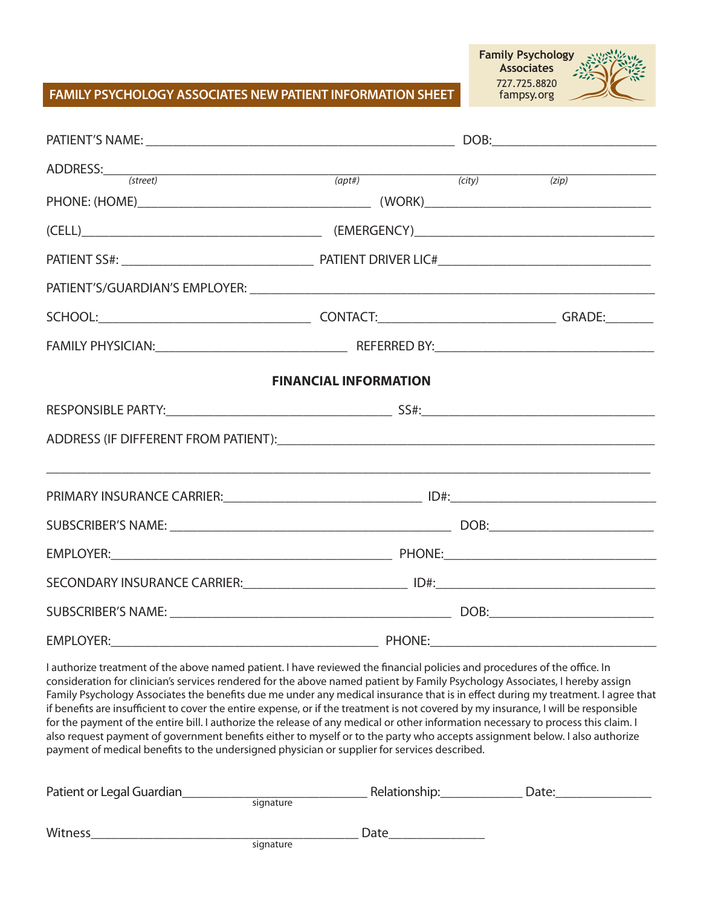Family Psychology Associates
727.725.8820
fampsy.org

## FAMILY PSYCHOLOGY ASSOCIATES NEW PATIENT INFORMATION SHEET

PATIENT'S NAME: ______________________________________________ DOB: _______________________

ADDRESS: _____________________________________________________________________________
*(street)* *(apt#)* *(city)* *(zip)*

PHONE: (HOME) _________________________________ (WORK) _________________________________

(CELL) ___________________________________ (EMERGENCY) __________________________________

PATIENT SS#: ___________________________ PATIENT DRIVER LIC# _____________________________

PATIENT'S/GUARDIAN'S EMPLOYER: __________________________________________________________

SCHOOL: _______________________________ CONTACT: __________________________ GRADE: _______

FAMILY PHYSICIAN: ___________________________ REFERRED BY: _______________________________

### FINANCIAL INFORMATION

RESPONSIBLE PARTY: __________________________________ SS#: __________________________________

ADDRESS (IF DIFFERENT FROM PATIENT): _____________________________________________________

_____________________________________________________________________________________

PRIMARY INSURANCE CARRIER: ______________________________ ID#: ____________________________

SUBSCRIBER'S NAME: __________________________________________ DOB: _______________________

EMPLOYER: ___________________________________________ PHONE: _______________________________

SECONDARY INSURANCE CARRIER: ________________________ ID#: _________________________________

SUBSCRIBER'S NAME: __________________________________________ DOB: _______________________

EMPLOYER: ________________________________________ PHONE: __________________________________

I authorize treatment of the above named patient. I have reviewed the financial policies and procedures of the office. In consideration for clinician's services rendered for the above named patient by Family Psychology Associates, I hereby assign Family Psychology Associates the benefits due me under any medical insurance that is in effect during my treatment. I agree that if benefits are insufficient to cover the entire expense, or if the treatment is not covered by my insurance, I will be responsible for the payment of the entire bill. I authorize the release of any medical or other information necessary to process this claim. I also request payment of government benefits either to myself or to the party who accepts assignment below. I also authorize payment of medical benefits to the undersigned physician or supplier for services described.

Patient or Legal Guardian ____________________________ Relationship: ____________ Date: ______________
signature

Witness ________________________________________ Date ______________
signature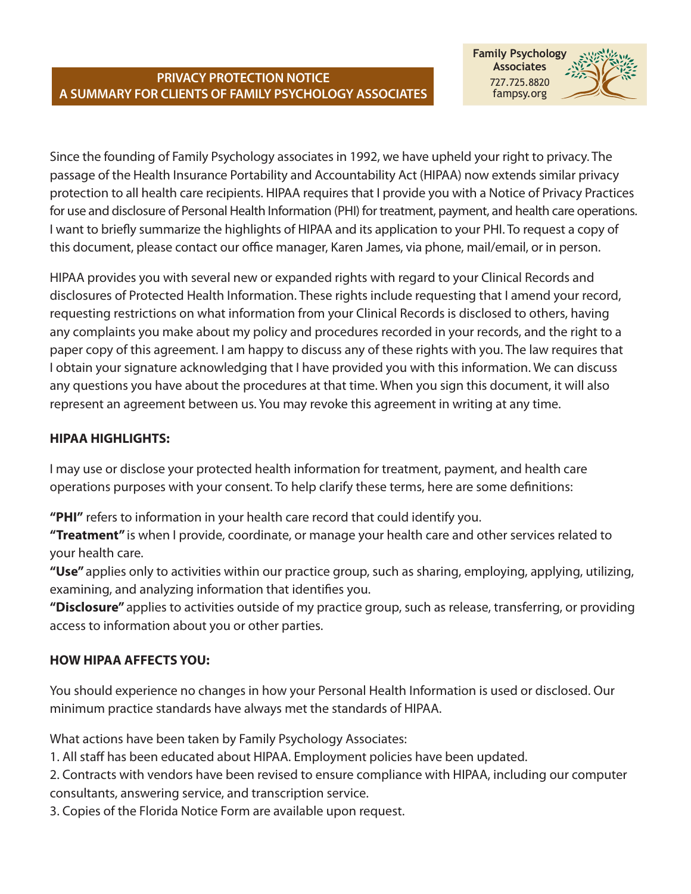## PRIVACY PROTECTION NOTICE
## A SUMMARY FOR CLIENTS OF FAMILY PSYCHOLOGY ASSOCIATES

Family Psychology Associates
727.725.8820
fampsy.org

Since the founding of Family Psychology associates in 1992, we have upheld your right to privacy. The passage of the Health Insurance Portability and Accountability Act (HIPAA) now extends similar privacy protection to all health care recipients. HIPAA requires that I provide you with a Notice of Privacy Practices for use and disclosure of Personal Health Information (PHI) for treatment, payment, and health care operations. I want to briefly summarize the highlights of HIPAA and its application to your PHI. To request a copy of this document, please contact our office manager, Karen James, via phone, mail/email, or in person.

HIPAA provides you with several new or expanded rights with regard to your Clinical Records and disclosures of Protected Health Information. These rights include requesting that I amend your record, requesting restrictions on what information from your Clinical Records is disclosed to others, having any complaints you make about my policy and procedures recorded in your records, and the right to a paper copy of this agreement. I am happy to discuss any of these rights with you. The law requires that I obtain your signature acknowledging that I have provided you with this information. We can discuss any questions you have about the procedures at that time. When you sign this document, it will also represent an agreement between us. You may revoke this agreement in writing at any time.

**HIPAA HIGHLIGHTS:**

I may use or disclose your protected health information for treatment, payment, and health care operations purposes with your consent. To help clarify these terms, here are some definitions:

**"PHI"** refers to information in your health care record that could identify you.
**"Treatment"** is when I provide, coordinate, or manage your health care and other services related to your health care.
**"Use"** applies only to activities within our practice group, such as sharing, employing, applying, utilizing, examining, and analyzing information that identifies you.
**"Disclosure"** applies to activities outside of my practice group, such as release, transferring, or providing access to information about you or other parties.

**HOW HIPAA AFFECTS YOU:**

You should experience no changes in how your Personal Health Information is used or disclosed. Our minimum practice standards have always met the standards of HIPAA.

What actions have been taken by Family Psychology Associates:
1. All staff has been educated about HIPAA. Employment policies have been updated.
2. Contracts with vendors have been revised to ensure compliance with HIPAA, including our computer consultants, answering service, and transcription service.
3. Copies of the Florida Notice Form are available upon request.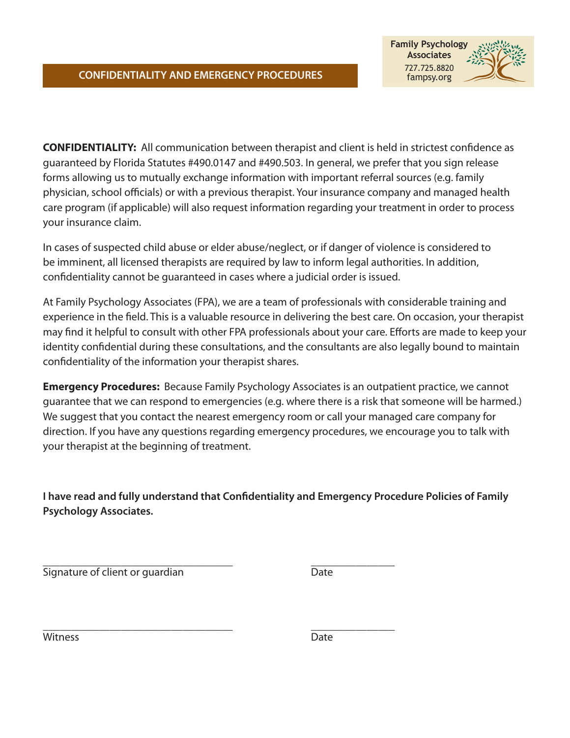Family Psychology Associates
727.725.8820
fampsy.org

## CONFIDENTIALITY AND EMERGENCY PROCEDURES

**CONFIDENTIALITY:** All communication between therapist and client is held in strictest confidence as guaranteed by Florida Statutes #490.0147 and #490.503. In general, we prefer that you sign release forms allowing us to mutually exchange information with important referral sources (e.g. family physician, school officials) or with a previous therapist. Your insurance company and managed health care program (if applicable) will also request information regarding your treatment in order to process your insurance claim.

In cases of suspected child abuse or elder abuse/neglect, or if danger of violence is considered to be imminent, all licensed therapists are required by law to inform legal authorities. In addition, confidentiality cannot be guaranteed in cases where a judicial order is issued.

At Family Psychology Associates (FPA), we are a team of professionals with considerable training and experience in the field. This is a valuable resource in delivering the best care. On occasion, your therapist may find it helpful to consult with other FPA professionals about your care. Efforts are made to keep your identity confidential during these consultations, and the consultants are also legally bound to maintain confidentiality of the information your therapist shares.

**Emergency Procedures:** Because Family Psychology Associates is an outpatient practice, we cannot guarantee that we can respond to emergencies (e.g. where there is a risk that someone will be harmed.) We suggest that you contact the nearest emergency room or call your managed care company for direction. If you have any questions regarding emergency procedures, we encourage you to talk with your therapist at the beginning of treatment.

**I have read and fully understand that Confidentiality and Emergency Procedure Policies of Family Psychology Associates.**

\_\_\_\_\_\_\_\_\_\_\_\_\_\_\_\_\_\_\_\_\_\_\_\_\_\_\_\_\_\_\_\_\_\_ &nbsp;&nbsp;&nbsp;&nbsp; \_\_\_\_\_\_\_\_\_\_\_\_\_\_\_
Signature of client or guardian &nbsp;&nbsp;&nbsp;&nbsp; Date

\_\_\_\_\_\_\_\_\_\_\_\_\_\_\_\_\_\_\_\_\_\_\_\_\_\_\_\_\_\_\_\_\_\_ &nbsp;&nbsp;&nbsp;&nbsp; \_\_\_\_\_\_\_\_\_\_\_\_\_\_\_
Witness &nbsp;&nbsp;&nbsp;&nbsp; Date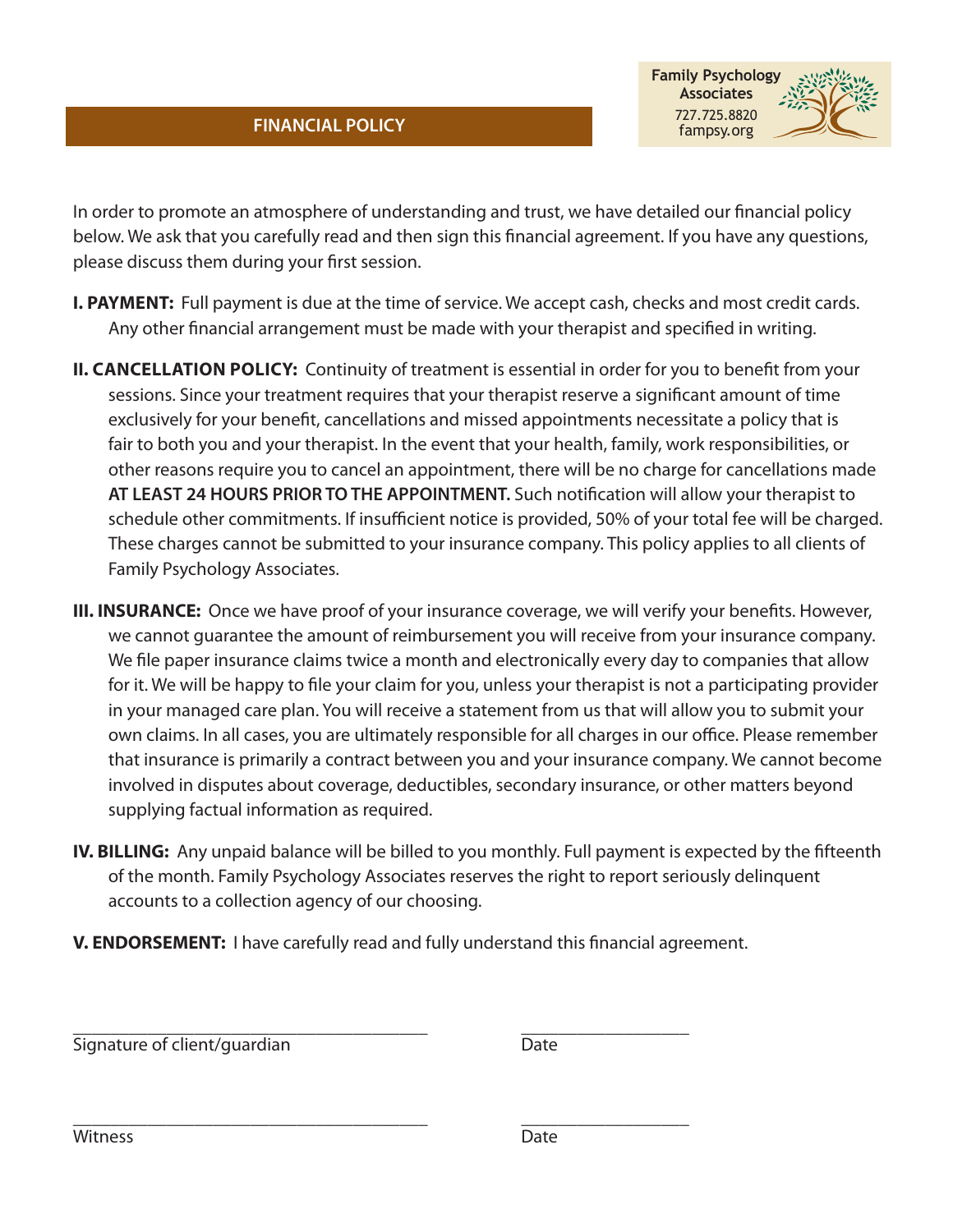## FINANCIAL POLICY

**Family Psychology Associates**
727.725.8820
fampsy.org

In order to promote an atmosphere of understanding and trust, we have detailed our financial policy below. We ask that you carefully read and then sign this financial agreement. If you have any questions, please discuss them during your first session.

**I. PAYMENT:** Full payment is due at the time of service. We accept cash, checks and most credit cards. Any other financial arrangement must be made with your therapist and specified in writing.

**II. CANCELLATION POLICY:** Continuity of treatment is essential in order for you to benefit from your sessions. Since your treatment requires that your therapist reserve a significant amount of time exclusively for your benefit, cancellations and missed appointments necessitate a policy that is fair to both you and your therapist. In the event that your health, family, work responsibilities, or other reasons require you to cancel an appointment, there will be no charge for cancellations made **AT LEAST 24 HOURS PRIOR TO THE APPOINTMENT.** Such notification will allow your therapist to schedule other commitments. If insufficient notice is provided, 50% of your total fee will be charged. These charges cannot be submitted to your insurance company. This policy applies to all clients of Family Psychology Associates.

**III. INSURANCE:** Once we have proof of your insurance coverage, we will verify your benefits. However, we cannot guarantee the amount of reimbursement you will receive from your insurance company. We file paper insurance claims twice a month and electronically every day to companies that allow for it. We will be happy to file your claim for you, unless your therapist is not a participating provider in your managed care plan. You will receive a statement from us that will allow you to submit your own claims. In all cases, you are ultimately responsible for all charges in our office. Please remember that insurance is primarily a contract between you and your insurance company. We cannot become involved in disputes about coverage, deductibles, secondary insurance, or other matters beyond supplying factual information as required.

**IV. BILLING:** Any unpaid balance will be billed to you monthly. Full payment is expected by the fifteenth of the month. Family Psychology Associates reserves the right to report seriously delinquent accounts to a collection agency of our choosing.

**V. ENDORSEMENT:** I have carefully read and fully understand this financial agreement.

_______________________________________ ___________________
Signature of client/guardian Date

_______________________________________ ___________________
Witness Date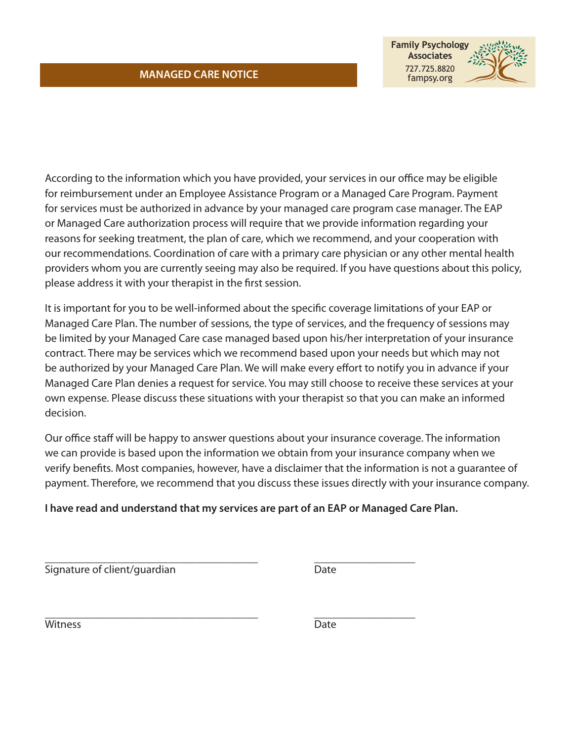## MANAGED CARE NOTICE

Family Psychology Associates
727.725.8820
fampsy.org

According to the information which you have provided, your services in our office may be eligible for reimbursement under an Employee Assistance Program or a Managed Care Program. Payment for services must be authorized in advance by your managed care program case manager. The EAP or Managed Care authorization process will require that we provide information regarding your reasons for seeking treatment, the plan of care, which we recommend, and your cooperation with our recommendations. Coordination of care with a primary care physician or any other mental health providers whom you are currently seeing may also be required. If you have questions about this policy, please address it with your therapist in the first session.

It is important for you to be well-informed about the specific coverage limitations of your EAP or Managed Care Plan. The number of sessions, the type of services, and the frequency of sessions may be limited by your Managed Care case managed based upon his/her interpretation of your insurance contract. There may be services which we recommend based upon your needs but which may not be authorized by your Managed Care Plan. We will make every effort to notify you in advance if your Managed Care Plan denies a request for service. You may still choose to receive these services at your own expense. Please discuss these situations with your therapist so that you can make an informed decision.

Our office staff will be happy to answer questions about your insurance coverage. The information we can provide is based upon the information we obtain from your insurance company when we verify benefits. Most companies, however, have a disclaimer that the information is not a guarantee of payment. Therefore, we recommend that you discuss these issues directly with your insurance company.

**I have read and understand that my services are part of an EAP or Managed Care Plan.**

_______________________________________ ___________________
Signature of client/guardian Date

_______________________________________ ___________________
Witness Date